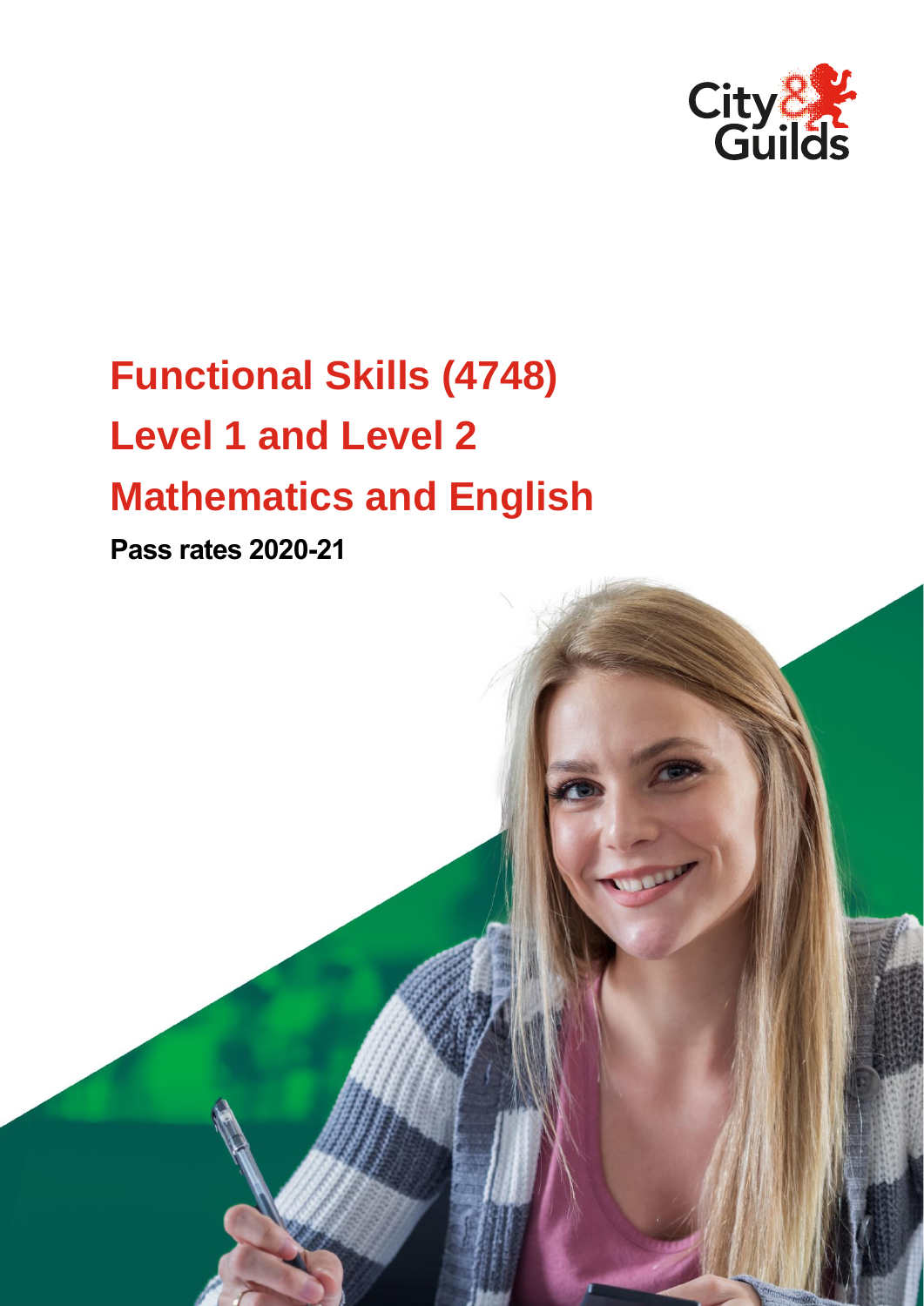# Functional Skills (4748)

# Level 1 and Level 2

# Mathematics and English

**Pass rates 2020-21**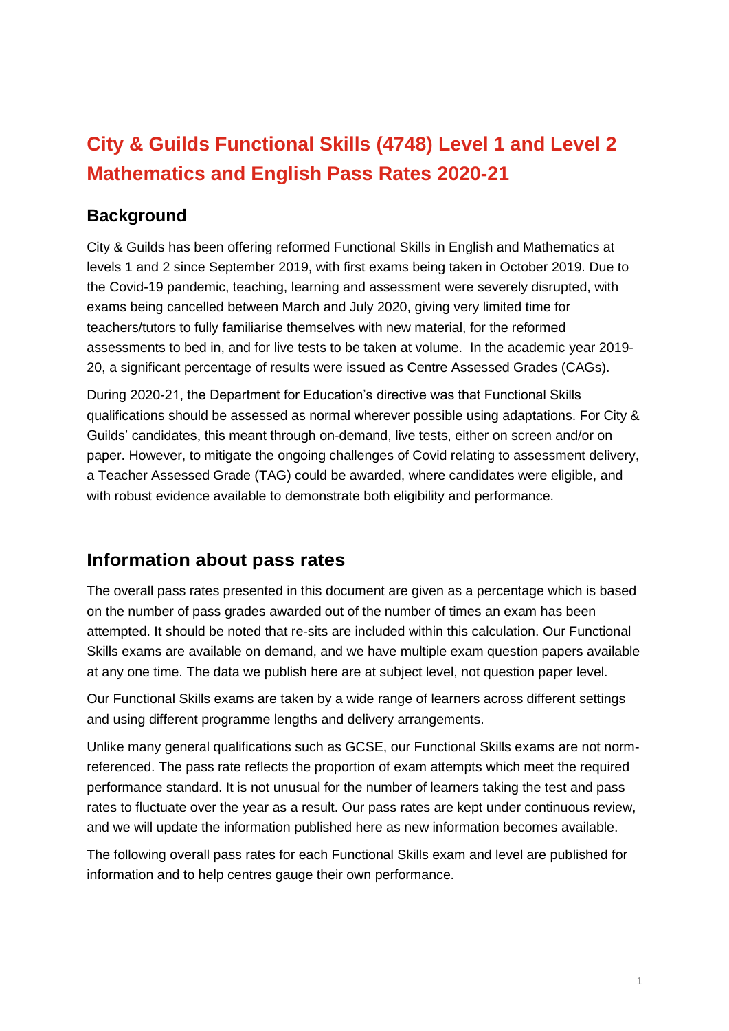# City & Guilds Functional Skills (4748) Level 1 and Level 2 Mathematics and English Pass Rates 2020-21

## Background

City & Guilds has been offering reformed Functional Skills in English and Mathematics at levels 1 and 2 since September 2019, with first exams being taken in October 2019. Due to the Covid-19 pandemic, teaching, learning and assessment were severely disrupted, with exams being cancelled between March and July 2020, giving very limited time for teachers/tutors to fully familiarise themselves with new material, for the reformed assessments to bed in, and for live tests to be taken at volume. In the academic year 2019-20, a significant percentage of results were issued as Centre Assessed Grades (CAGs).

During 2020-21, the Department for Education's directive was that Functional Skills qualifications should be assessed as normal wherever possible using adaptations. For City & Guilds' candidates, this meant through on-demand, live tests, either on screen and/or on paper. However, to mitigate the ongoing challenges of Covid relating to assessment delivery, a Teacher Assessed Grade (TAG) could be awarded, where candidates were eligible, and with robust evidence available to demonstrate both eligibility and performance.

## Information about pass rates

The overall pass rates presented in this document are given as a percentage which is based on the number of pass grades awarded out of the number of times an exam has been attempted. It should be noted that re-sits are included within this calculation. Our Functional Skills exams are available on demand, and we have multiple exam question papers available at any one time. The data we publish here are at subject level, not question paper level.

Our Functional Skills exams are taken by a wide range of learners across different settings and using different programme lengths and delivery arrangements.

Unlike many general qualifications such as GCSE, our Functional Skills exams are not norm-referenced. The pass rate reflects the proportion of exam attempts which meet the required performance standard. It is not unusual for the number of learners taking the test and pass rates to fluctuate over the year as a result. Our pass rates are kept under continuous review, and we will update the information published here as new information becomes available.

The following overall pass rates for each Functional Skills exam and level are published for information and to help centres gauge their own performance.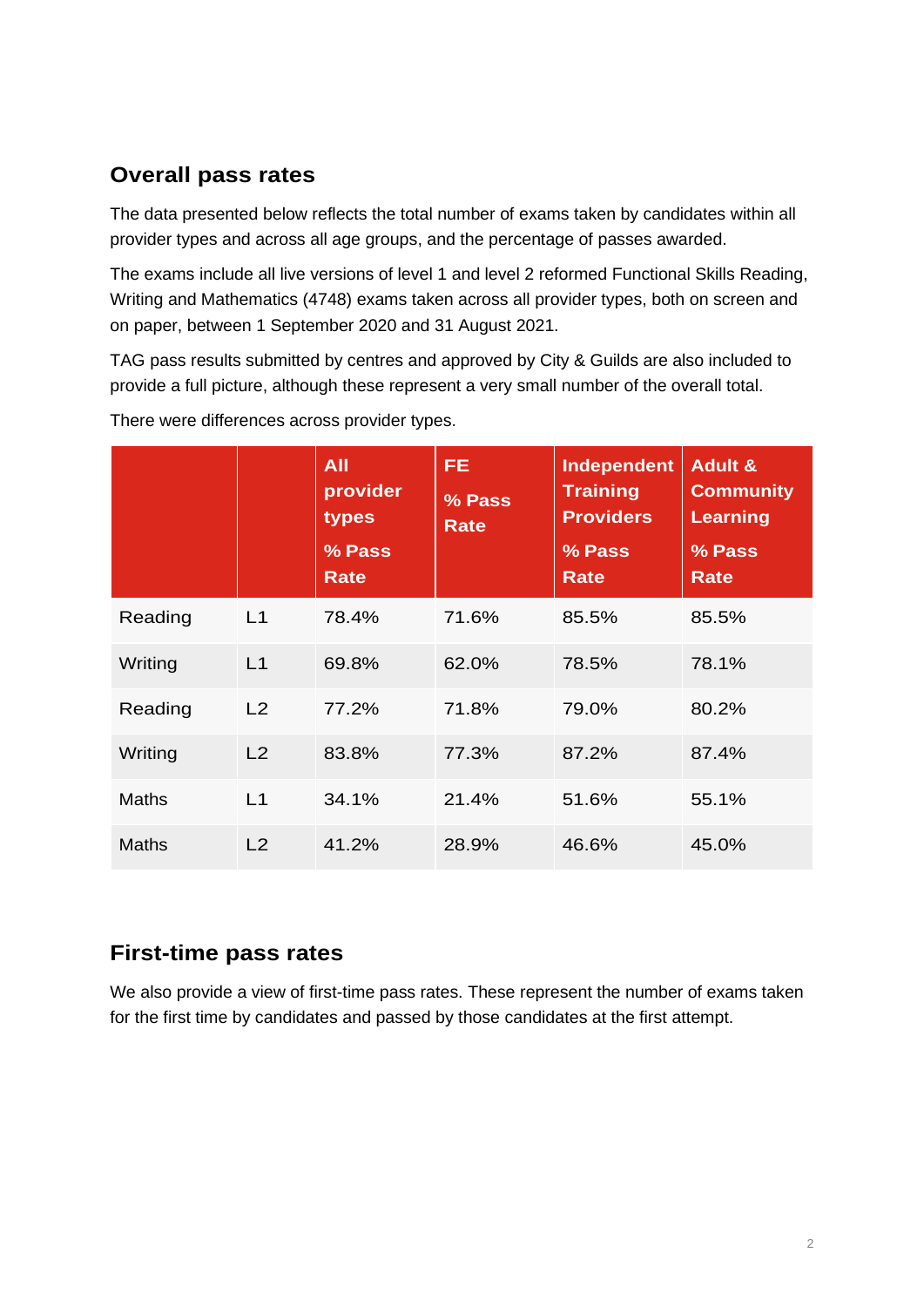## Overall pass rates

The data presented below reflects the total number of exams taken by candidates within all provider types and across all age groups, and the percentage of passes awarded.

The exams include all live versions of level 1 and level 2 reformed Functional Skills Reading, Writing and Mathematics (4748) exams taken across all provider types, both on screen and on paper, between 1 September 2020 and 31 August 2021.

TAG pass results submitted by centres and approved by City & Guilds are also included to provide a full picture, although these represent a very small number of the overall total.

There were differences across provider types.

| | | All provider types % Pass Rate | FE % Pass Rate | Independent Training Providers % Pass Rate | Adult & Community Learning % Pass Rate |
|---|---|---|---|---|---|
| Reading | L1 | 78.4% | 71.6% | 85.5% | 85.5% |
| Writing | L1 | 69.8% | 62.0% | 78.5% | 78.1% |
| Reading | L2 | 77.2% | 71.8% | 79.0% | 80.2% |
| Writing | L2 | 83.8% | 77.3% | 87.2% | 87.4% |
| Maths | L1 | 34.1% | 21.4% | 51.6% | 55.1% |
| Maths | L2 | 41.2% | 28.9% | 46.6% | 45.0% |

## First-time pass rates

We also provide a view of first-time pass rates. These represent the number of exams taken for the first time by candidates and passed by those candidates at the first attempt.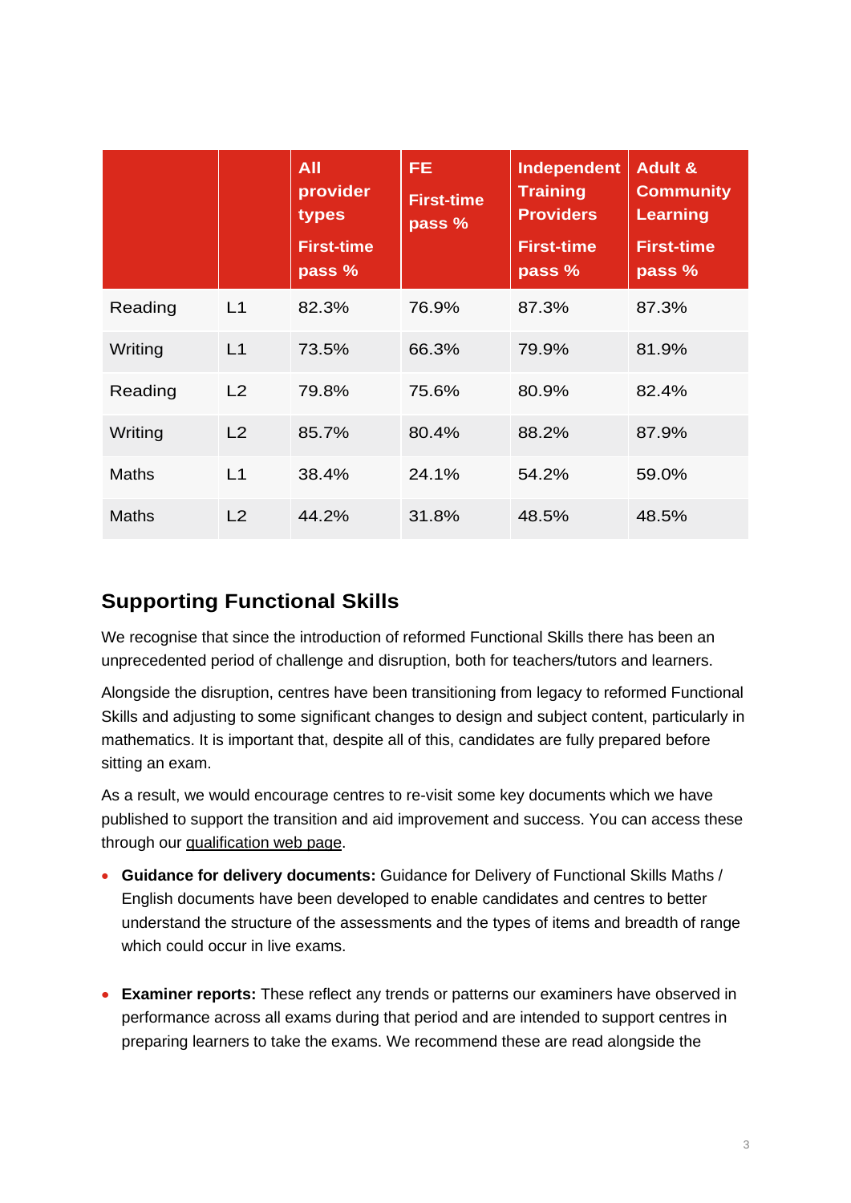| | | All provider types First-time pass % | FE First-time pass % | Independent Training Providers First-time pass % | Adult & Community Learning First-time pass % |
|---|---|---|---|---|---|
| Reading | L1 | 82.3% | 76.9% | 87.3% | 87.3% |
| Writing | L1 | 73.5% | 66.3% | 79.9% | 81.9% |
| Reading | L2 | 79.8% | 75.6% | 80.9% | 82.4% |
| Writing | L2 | 85.7% | 80.4% | 88.2% | 87.9% |
| Maths | L1 | 38.4% | 24.1% | 54.2% | 59.0% |
| Maths | L2 | 44.2% | 31.8% | 48.5% | 48.5% |

## Supporting Functional Skills

We recognise that since the introduction of reformed Functional Skills there has been an unprecedented period of challenge and disruption, both for teachers/tutors and learners.

Alongside the disruption, centres have been transitioning from legacy to reformed Functional Skills and adjusting to some significant changes to design and subject content, particularly in mathematics. It is important that, despite all of this, candidates are fully prepared before sitting an exam.

As a result, we would encourage centres to re-visit some key documents which we have published to support the transition and aid improvement and success. You can access these through our qualification web page.

- **Guidance for delivery documents:** Guidance for Delivery of Functional Skills Maths / English documents have been developed to enable candidates and centres to better understand the structure of the assessments and the types of items and breadth of range which could occur in live exams.

- **Examiner reports:** These reflect any trends or patterns our examiners have observed in performance across all exams during that period and are intended to support centres in preparing learners to take the exams. We recommend these are read alongside the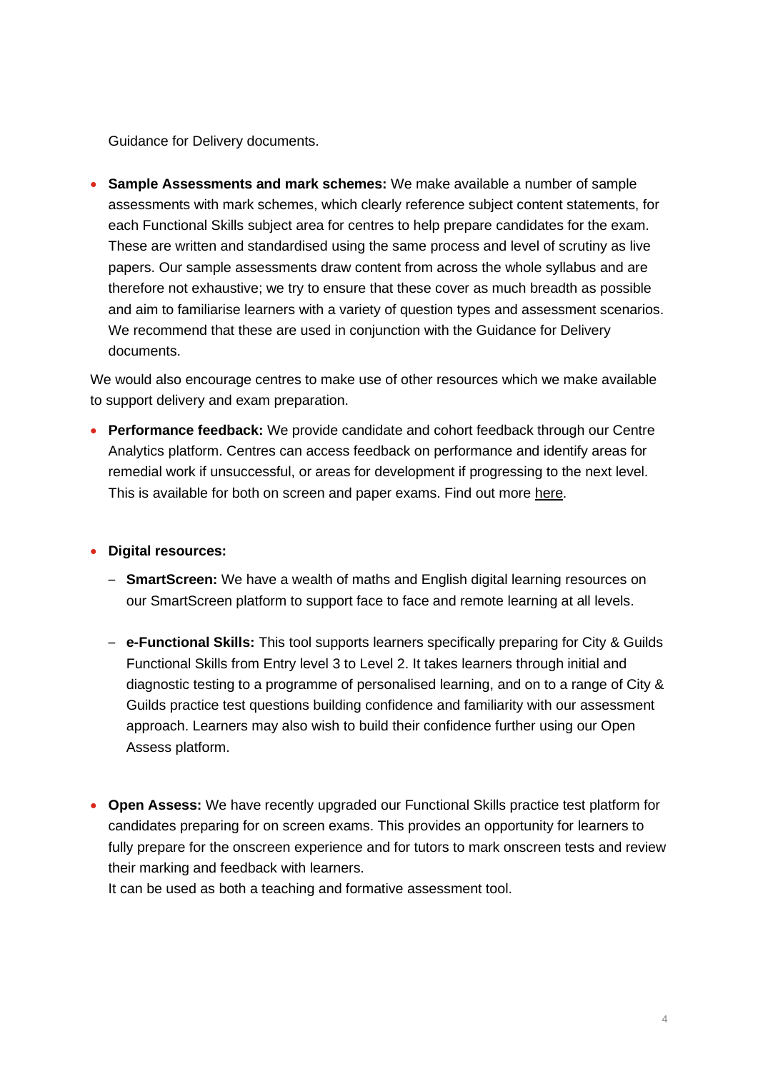Guidance for Delivery documents.

- **Sample Assessments and mark schemes:** We make available a number of sample assessments with mark schemes, which clearly reference subject content statements, for each Functional Skills subject area for centres to help prepare candidates for the exam. These are written and standardised using the same process and level of scrutiny as live papers. Our sample assessments draw content from across the whole syllabus and are therefore not exhaustive; we try to ensure that these cover as much breadth as possible and aim to familiarise learners with a variety of question types and assessment scenarios. We recommend that these are used in conjunction with the Guidance for Delivery documents.

We would also encourage centres to make use of other resources which we make available to support delivery and exam preparation.

- **Performance feedback:** We provide candidate and cohort feedback through our Centre Analytics platform. Centres can access feedback on performance and identify areas for remedial work if unsuccessful, or areas for development if progressing to the next level. This is available for both on screen and paper exams. Find out more here.

- **Digital resources:**
  - **SmartScreen:** We have a wealth of maths and English digital learning resources on our SmartScreen platform to support face to face and remote learning at all levels.
  - **e-Functional Skills:** This tool supports learners specifically preparing for City & Guilds Functional Skills from Entry level 3 to Level 2. It takes learners through initial and diagnostic testing to a programme of personalised learning, and on to a range of City & Guilds practice test questions building confidence and familiarity with our assessment approach. Learners may also wish to build their confidence further using our Open Assess platform.

- **Open Assess:** We have recently upgraded our Functional Skills practice test platform for candidates preparing for on screen exams. This provides an opportunity for learners to fully prepare for the onscreen experience and for tutors to mark onscreen tests and review their marking and feedback with learners.
  It can be used as both a teaching and formative assessment tool.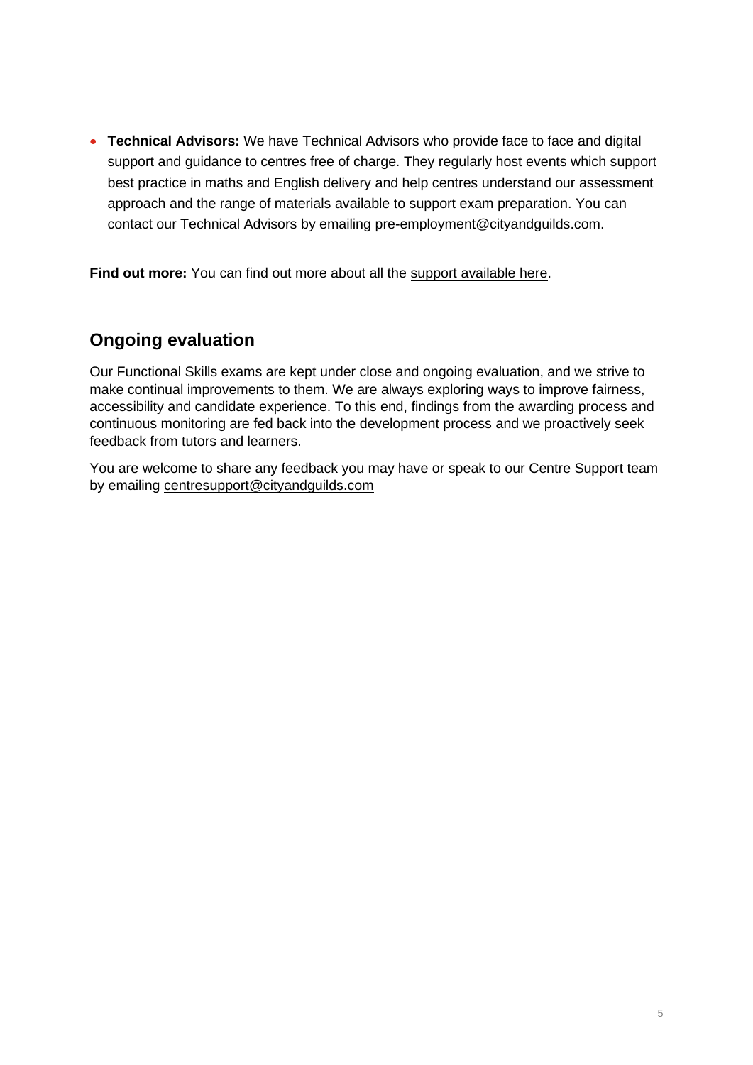- **Technical Advisors:** We have Technical Advisors who provide face to face and digital support and guidance to centres free of charge. They regularly host events which support best practice in maths and English delivery and help centres understand our assessment approach and the range of materials available to support exam preparation. You can contact our Technical Advisors by emailing pre-employment@cityandguilds.com.

**Find out more:** You can find out more about all the support available here.

## Ongoing evaluation

Our Functional Skills exams are kept under close and ongoing evaluation, and we strive to make continual improvements to them. We are always exploring ways to improve fairness, accessibility and candidate experience. To this end, findings from the awarding process and continuous monitoring are fed back into the development process and we proactively seek feedback from tutors and learners.

You are welcome to share any feedback you may have or speak to our Centre Support team by emailing centresupport@cityandguilds.com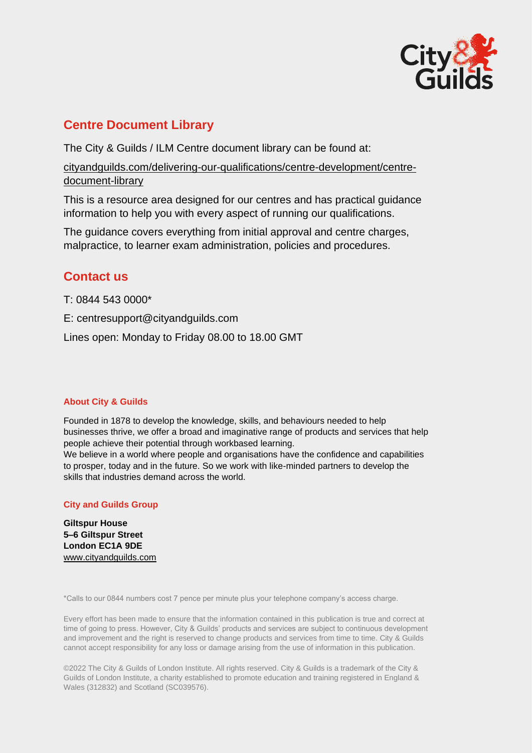## Centre Document Library

The City & Guilds / ILM Centre document library can be found at:

cityandguilds.com/delivering-our-qualifications/centre-development/centre-document-library

This is a resource area designed for our centres and has practical guidance information to help you with every aspect of running our qualifications.

The guidance covers everything from initial approval and centre charges, malpractice, to learner exam administration, policies and procedures.

## Contact us

T: 0844 543 0000*

E: centresupport@cityandguilds.com

Lines open: Monday to Friday 08.00 to 18.00 GMT

### About City & Guilds

Founded in 1878 to develop the knowledge, skills, and behaviours needed to help businesses thrive, we offer a broad and imaginative range of products and services that help people achieve their potential through workbased learning.
We believe in a world where people and organisations have the confidence and capabilities to prosper, today and in the future. So we work with like-minded partners to develop the skills that industries demand across the world.

### City and Guilds Group

**Giltspur House**
**5–6 Giltspur Street**
**London EC1A 9DE**
www.cityandguilds.com

*Calls to our 0844 numbers cost 7 pence per minute plus your telephone company's access charge.

Every effort has been made to ensure that the information contained in this publication is true and correct at time of going to press. However, City & Guilds' products and services are subject to continuous development and improvement and the right is reserved to change products and services from time to time. City & Guilds cannot accept responsibility for any loss or damage arising from the use of information in this publication.

©2022 The City & Guilds of London Institute. All rights reserved. City & Guilds is a trademark of the City & Guilds of London Institute, a charity established to promote education and training registered in England & Wales (312832) and Scotland (SC039576).